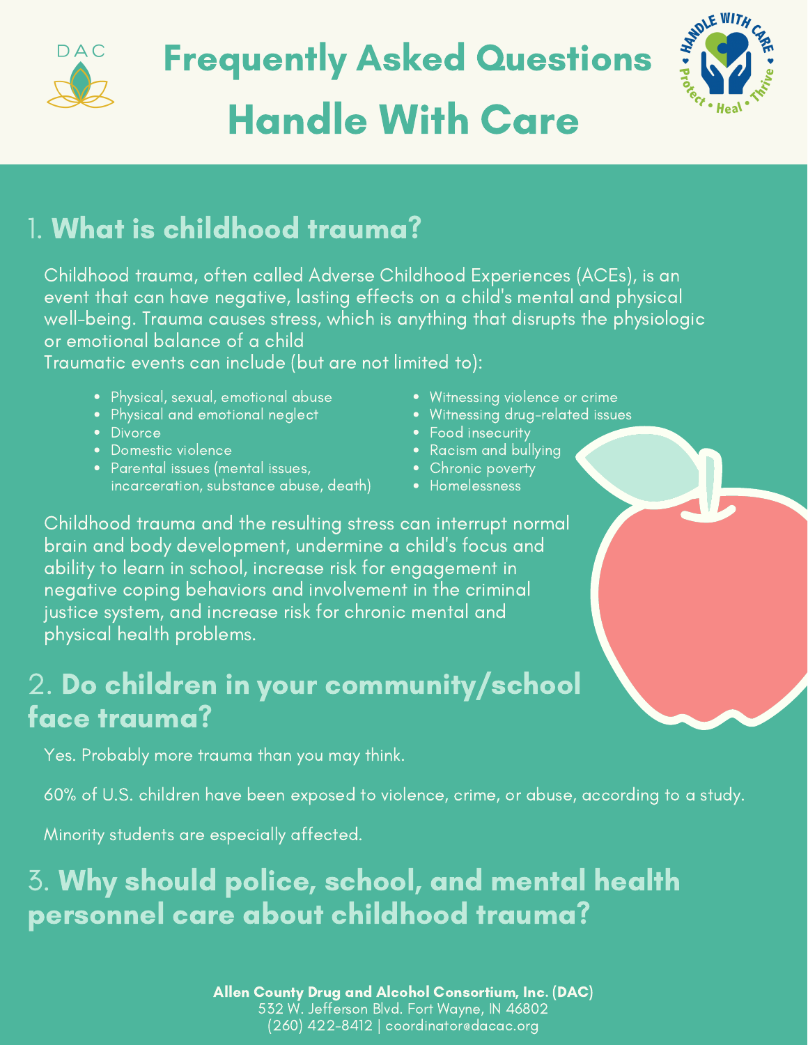# Frequently Asked Questions

# Handle With Care

## 1. What is childhood trauma?

Childhood trauma, often called Adverse Childhood Experiences (ACEs), is an event that can have negative, lasting effects on a child's mental and physical well-being. Trauma causes stress, which is anything that disrupts the physiologic or emotional balance of a child

Traumatic events can include (but are not limited to):

- Physical, sexual, emotional abuse
- Physical and emotional neglect
- Divorce
- Domestic violence
- Parental issues (mental issues, incarceration, substance abuse, death)
- Witnessing violence or crime
- Witnessing drug-related issues
- Food insecurity
- Racism and bullying
- Chronic poverty
- Homelessness

Childhood trauma and the resulting stress can interrupt normal brain and body development, undermine a child's focus and ability to learn in school, increase risk for engagement in negative coping behaviors and involvement in the criminal justice system, and increase risk for chronic mental and physical health problems.

## 2. Do children in your community/school face trauma?

Yes. Probably more trauma than you may think.

60% of U.S. children have been exposed to violence, crime, or abuse, according to a study.

Minority students are especially affected.

## 3. Why should police, school, and mental health personnel care about childhood trauma?

**Allen County Drug and Alcohol Consortium, Inc. (DAC)**
532 W. Jefferson Blvd. Fort Wayne, IN 46802
(260) 422-8412 | coordinator@dacac.org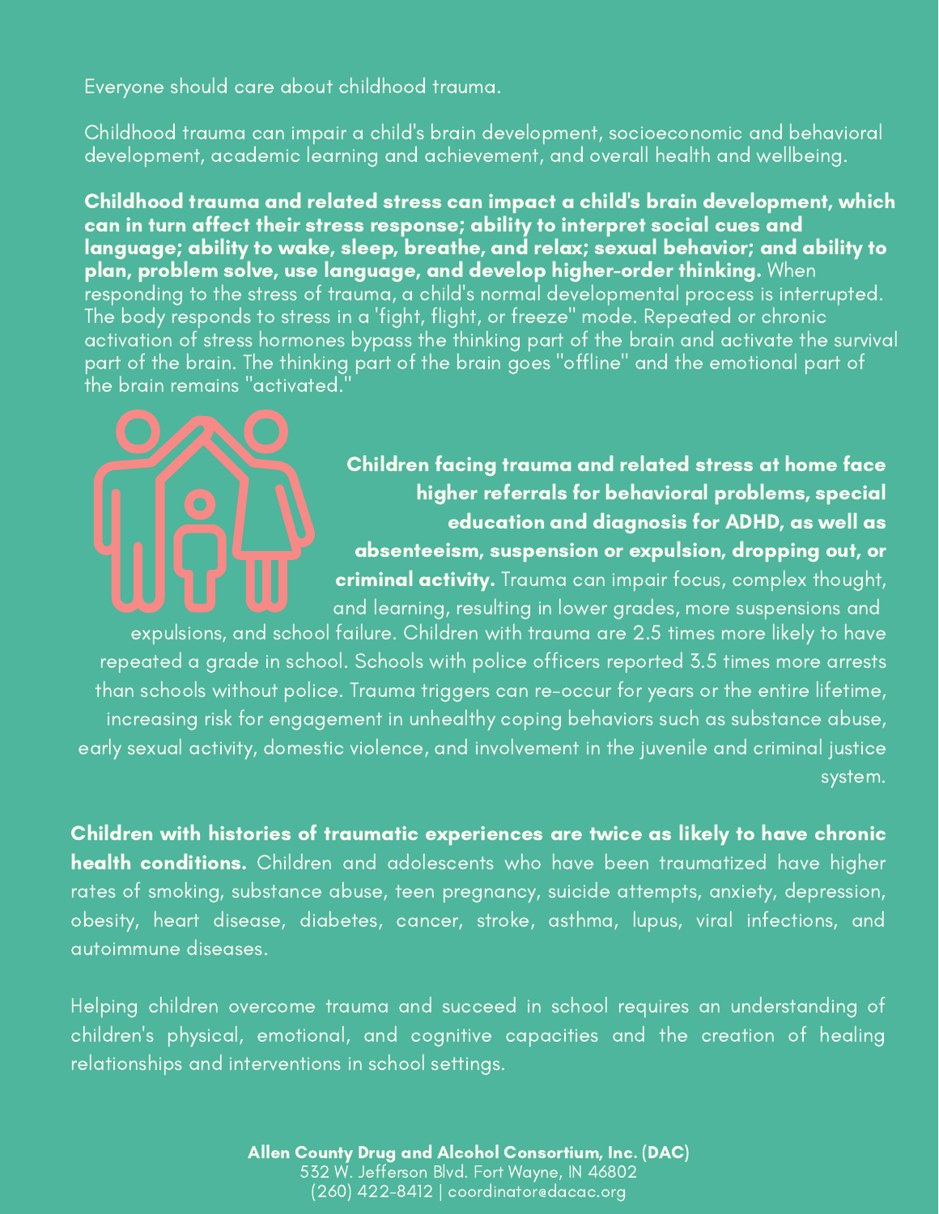Everyone should care about childhood trauma.

Childhood trauma can impair a child's brain development, socioeconomic and behavioral development, academic learning and achievement, and overall health and wellbeing.

**Childhood trauma and related stress can impact a child's brain development, which can in turn affect their stress response; ability to interpret social cues and language; ability to wake, sleep, breathe, and relax; sexual behavior; and ability to plan, problem solve, use language, and develop higher-order thinking.** When responding to the stress of trauma, a child's normal developmental process is interrupted. The body responds to stress in a 'fight, flight, or freeze" mode. Repeated or chronic activation of stress hormones bypass the thinking part of the brain and activate the survival part of the brain. The thinking part of the brain goes "offline" and the emotional part of the brain remains "activated."

**Children facing trauma and related stress at home face higher referrals for behavioral problems, special education and diagnosis for ADHD, as well as absenteeism, suspension or expulsion, dropping out, or criminal activity.** Trauma can impair focus, complex thought, and learning, resulting in lower grades, more suspensions and expulsions, and school failure. Children with trauma are 2.5 times more likely to have repeated a grade in school. Schools with police officers reported 3.5 times more arrests than schools without police. Trauma triggers can re-occur for years or the entire lifetime, increasing risk for engagement in unhealthy coping behaviors such as substance abuse, early sexual activity, domestic violence, and involvement in the juvenile and criminal justice system.

**Children with histories of traumatic experiences are twice as likely to have chronic health conditions.** Children and adolescents who have been traumatized have higher rates of smoking, substance abuse, teen pregnancy, suicide attempts, anxiety, depression, obesity, heart disease, diabetes, cancer, stroke, asthma, lupus, viral infections, and autoimmune diseases.

Helping children overcome trauma and succeed in school requires an understanding of children's physical, emotional, and cognitive capacities and the creation of healing relationships and interventions in school settings.

**Allen County Drug and Alcohol Consortium, Inc. (DAC)**
532 W. Jefferson Blvd. Fort Wayne, IN 46802
(260) 422-8412 | coordinator@dacac.org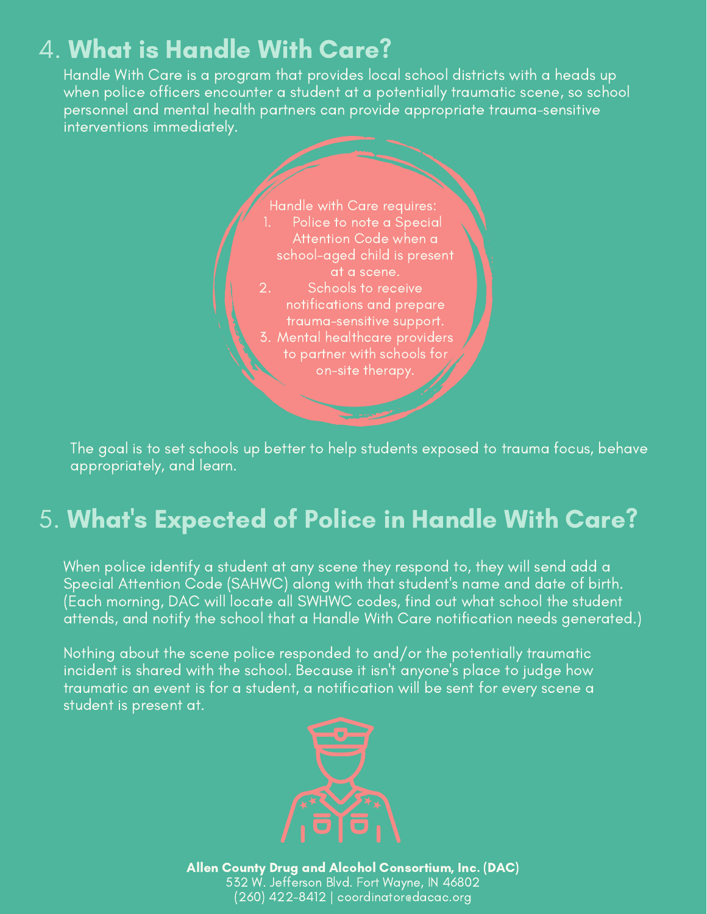## 4. What is Handle With Care?

Handle With Care is a program that provides local school districts with a heads up when police officers encounter a student at a potentially traumatic scene, so school personnel and mental health partners can provide appropriate trauma-sensitive interventions immediately.

Handle with Care requires:

1. Police to note a Special Attention Code when a school-aged child is present at a scene.
2. Schools to receive notifications and prepare trauma-sensitive support.
3. Mental healthcare providers to partner with schools for on-site therapy.

The goal is to set schools up better to help students exposed to trauma focus, behave appropriately, and learn.

## 5. What's Expected of Police in Handle With Care?

When police identify a student at any scene they respond to, they will send add a Special Attention Code (SAHWC) along with that student's name and date of birth. (Each morning, DAC will locate all SWHWC codes, find out what school the student attends, and notify the school that a Handle With Care notification needs generated.)

Nothing about the scene police responded to and/or the potentially traumatic incident is shared with the school. Because it isn't anyone's place to judge how traumatic an event is for a student, a notification will be sent for every scene a student is present at.

**Allen County Drug and Alcohol Consortium, Inc. (DAC)**
532 W. Jefferson Blvd. Fort Wayne, IN 46802
(260) 422-8412 | coordinator@dacac.org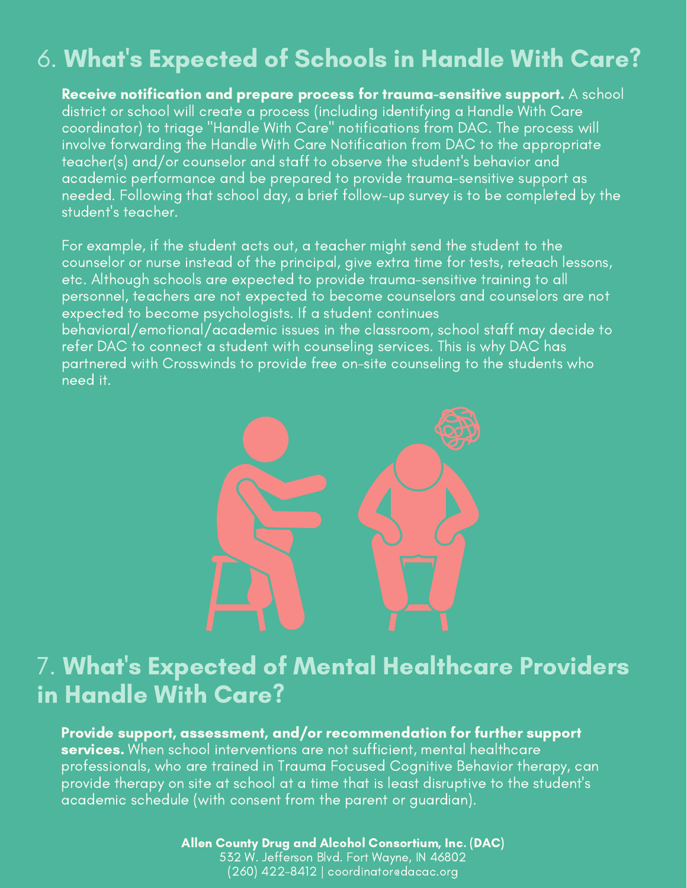## 6. What's Expected of Schools in Handle With Care?

**Receive notification and prepare process for trauma-sensitive support.** A school district or school will create a process (including identifying a Handle With Care coordinator) to triage "Handle With Care" notifications from DAC. The process will involve forwarding the Handle With Care Notification from DAC to the appropriate teacher(s) and/or counselor and staff to observe the student's behavior and academic performance and be prepared to provide trauma-sensitive support as needed. Following that school day, a brief follow-up survey is to be completed by the student's teacher.

For example, if the student acts out, a teacher might send the student to the counselor or nurse instead of the principal, give extra time for tests, reteach lessons, etc. Although schools are expected to provide trauma-sensitive training to all personnel, teachers are not expected to become counselors and counselors are not expected to become psychologists. If a student continues behavioral/emotional/academic issues in the classroom, school staff may decide to refer DAC to connect a student with counseling services. This is why DAC has partnered with Crosswinds to provide free on-site counseling to the students who need it.

## 7. What's Expected of Mental Healthcare Providers in Handle With Care?

**Provide support, assessment, and/or recommendation for further support services.** When school interventions are not sufficient, mental healthcare professionals, who are trained in Trauma Focused Cognitive Behavior therapy, can provide therapy on site at school at a time that is least disruptive to the student's academic schedule (with consent from the parent or guardian).

**Allen County Drug and Alcohol Consortium, Inc. (DAC)**
532 W. Jefferson Blvd. Fort Wayne, IN 46802
(260) 422-8412 | coordinator@dacac.org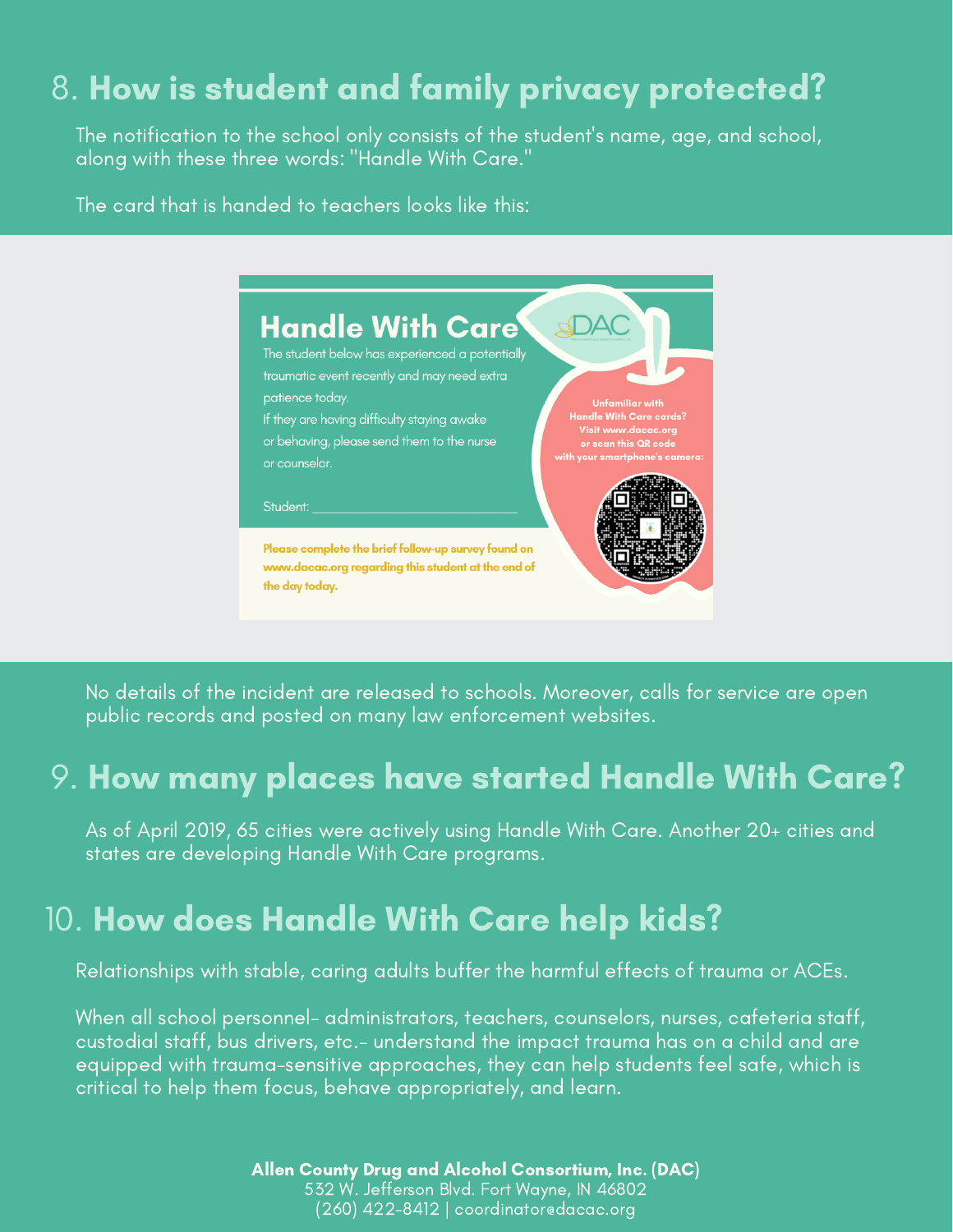## 8. How is student and family privacy protected?

The notification to the school only consists of the student's name, age, and school, along with these three words: "Handle With Care."

The card that is handed to teachers looks like this:

### Handle With Care

The student below has experienced a potentially traumatic event recently and may need extra patience today.

If they are having difficulty staying awake or behaving, please send them to the nurse or counselor.

Student: ______________________________

**Please complete the brief follow-up survey found on www.dacac.org regarding this student at the end of the day today.**

**Unfamiliar with Handle With Care cards? Visit www.dacac.org or scan this QR code with your smartphone's camera:**

No details of the incident are released to schools. Moreover, calls for service are open public records and posted on many law enforcement websites.

## 9. How many places have started Handle With Care?

As of April 2019, 65 cities were actively using Handle With Care. Another 20+ cities and states are developing Handle With Care programs.

## 10. How does Handle With Care help kids?

Relationships with stable, caring adults buffer the harmful effects of trauma or ACEs.

When all school personnel- administrators, teachers, counselors, nurses, cafeteria staff, custodial staff, bus drivers, etc.- understand the impact trauma has on a child and are equipped with trauma-sensitive approaches, they can help students feel safe, which is critical to help them focus, behave appropriately, and learn.

**Allen County Drug and Alcohol Consortium, Inc. (DAC)**
532 W. Jefferson Blvd. Fort Wayne, IN 46802
(260) 422-8412 | coordinator@dacac.org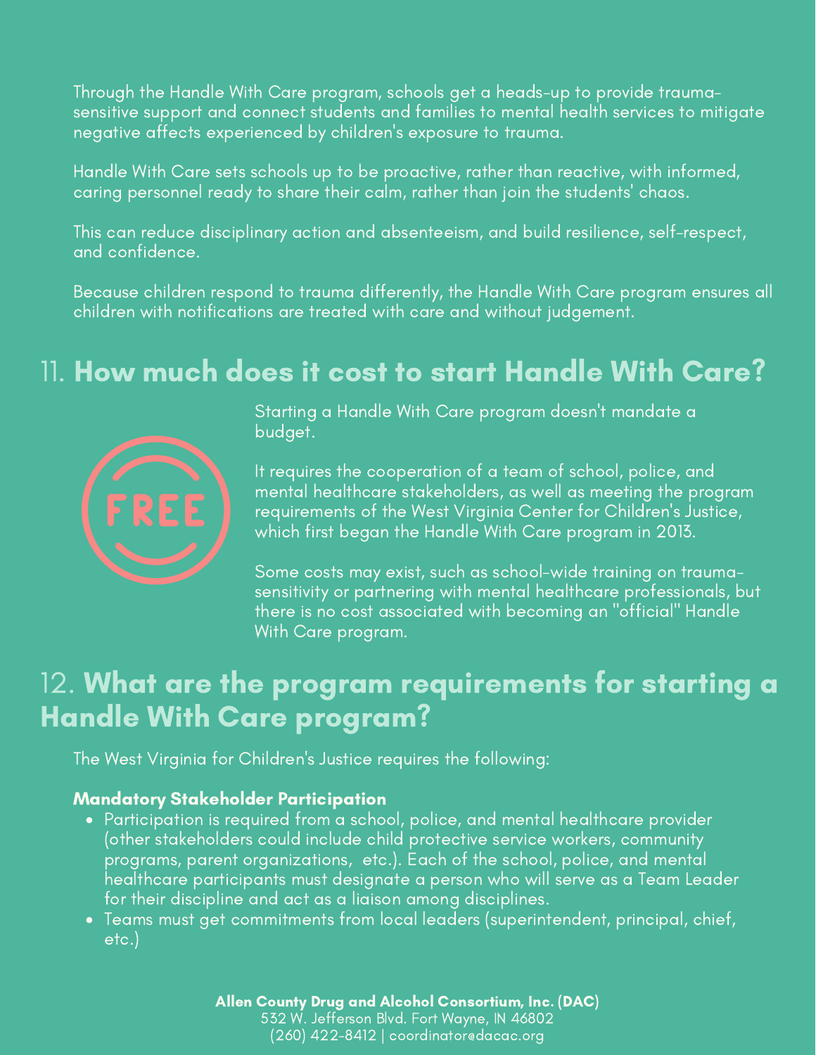Through the Handle With Care program, schools get a heads-up to provide trauma-sensitive support and connect students and families to mental health services to mitigate negative affects experienced by children's exposure to trauma.

Handle With Care sets schools up to be proactive, rather than reactive, with informed, caring personnel ready to share their calm, rather than join the students' chaos.

This can reduce disciplinary action and absenteeism, and build resilience, self-respect, and confidence.

Because children respond to trauma differently, the Handle With Care program ensures all children with notifications are treated with care and without judgement.

## 11. How much does it cost to start Handle With Care?

Starting a Handle With Care program doesn't mandate a budget.

It requires the cooperation of a team of school, police, and mental healthcare stakeholders, as well as meeting the program requirements of the West Virginia Center for Children's Justice, which first began the Handle With Care program in 2013.

Some costs may exist, such as school-wide training on trauma-sensitivity or partnering with mental healthcare professionals, but there is no cost associated with becoming an "official" Handle With Care program.

## 12. What are the program requirements for starting a Handle With Care program?

The West Virginia for Children's Justice requires the following:

**Mandatory Stakeholder Participation**

- Participation is required from a school, police, and mental healthcare provider (other stakeholders could include child protective service workers, community programs, parent organizations, etc.). Each of the school, police, and mental healthcare participants must designate a person who will serve as a Team Leader for their discipline and act as a liaison among disciplines.
- Teams must get commitments from local leaders (superintendent, principal, chief, etc.)

**Allen County Drug and Alcohol Consortium, Inc. (DAC)**
532 W. Jefferson Blvd. Fort Wayne, IN 46802
(260) 422-8412 | coordinator@dacac.org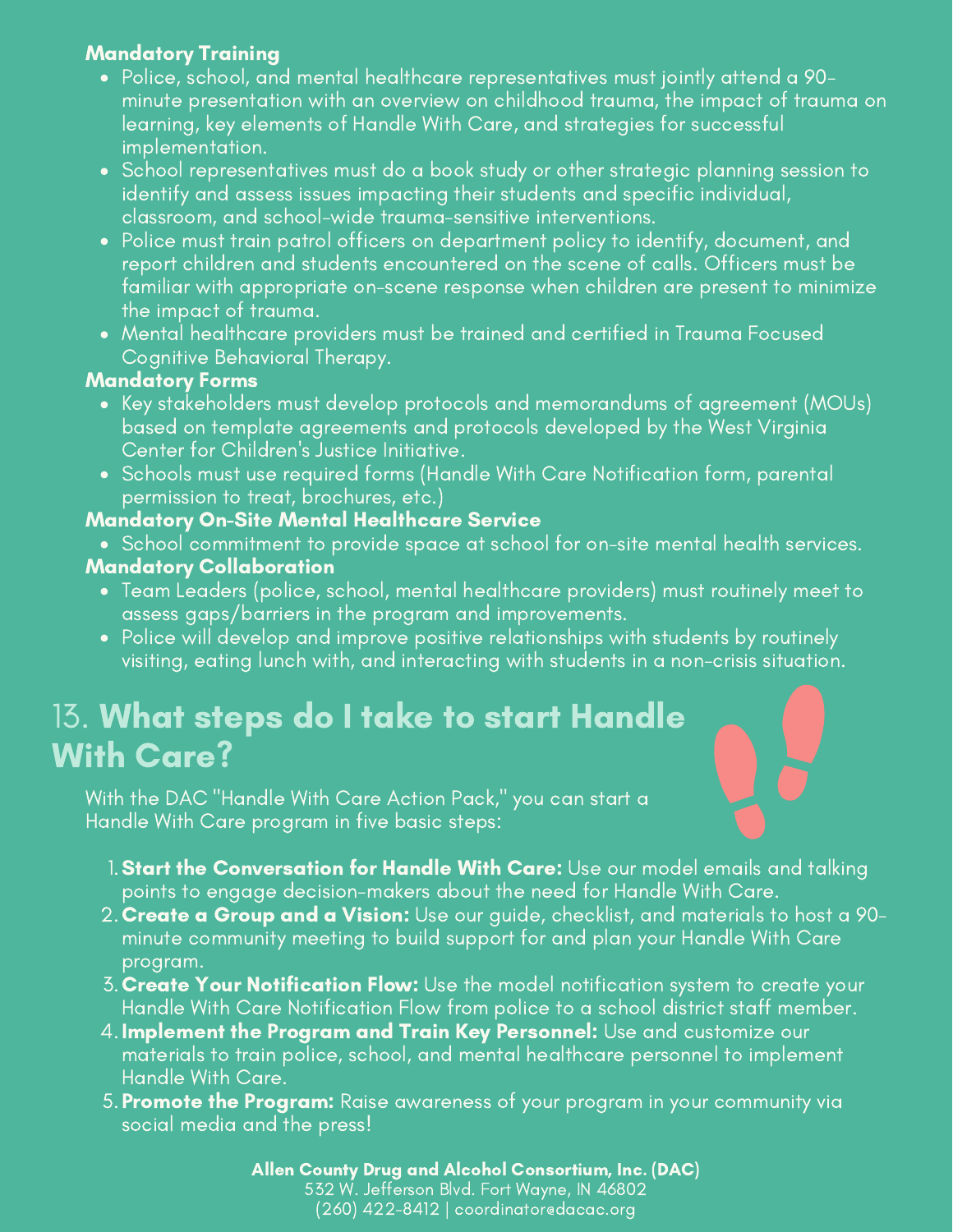**Mandatory Training**

- Police, school, and mental healthcare representatives must jointly attend a 90-minute presentation with an overview on childhood trauma, the impact of trauma on learning, key elements of Handle With Care, and strategies for successful implementation.
- School representatives must do a book study or other strategic planning session to identify and assess issues impacting their students and specific individual, classroom, and school-wide trauma-sensitive interventions.
- Police must train patrol officers on department policy to identify, document, and report children and students encountered on the scene of calls. Officers must be familiar with appropriate on-scene response when children are present to minimize the impact of trauma.
- Mental healthcare providers must be trained and certified in Trauma Focused Cognitive Behavioral Therapy.

**Mandatory Forms**

- Key stakeholders must develop protocols and memorandums of agreement (MOUs) based on template agreements and protocols developed by the West Virginia Center for Children's Justice Initiative.
- Schools must use required forms (Handle With Care Notification form, parental permission to treat, brochures, etc.)

**Mandatory On-Site Mental Healthcare Service**

- School commitment to provide space at school for on-site mental health services.

**Mandatory Collaboration**

- Team Leaders (police, school, mental healthcare providers) must routinely meet to assess gaps/barriers in the program and improvements.
- Police will develop and improve positive relationships with students by routinely visiting, eating lunch with, and interacting with students in a non-crisis situation.

## 13. What steps do I take to start Handle With Care?

With the DAC "Handle With Care Action Pack," you can start a Handle With Care program in five basic steps:

1. **Start the Conversation for Handle With Care:** Use our model emails and talking points to engage decision-makers about the need for Handle With Care.
2. **Create a Group and a Vision:** Use our guide, checklist, and materials to host a 90-minute community meeting to build support for and plan your Handle With Care program.
3. **Create Your Notification Flow:** Use the model notification system to create your Handle With Care Notification Flow from police to a school district staff member.
4. **Implement the Program and Train Key Personnel:** Use and customize our materials to train police, school, and mental healthcare personnel to implement Handle With Care.
5. **Promote the Program:** Raise awareness of your program in your community via social media and the press!

**Allen County Drug and Alcohol Consortium, Inc. (DAC)**
532 W. Jefferson Blvd. Fort Wayne, IN 46802
(260) 422-8412 | coordinator@dacac.org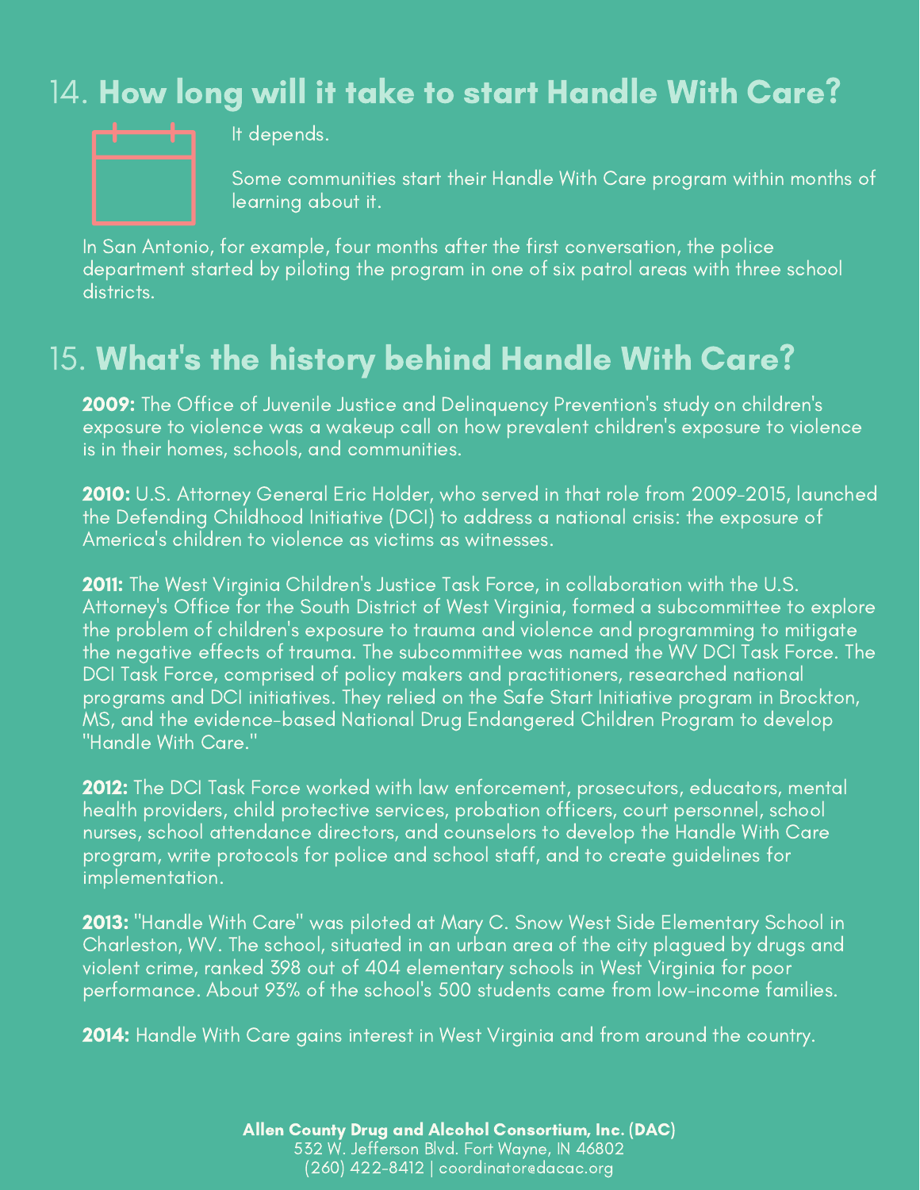## 14. How long will it take to start Handle With Care?

It depends.

Some communities start their Handle With Care program within months of learning about it.

In San Antonio, for example, four months after the first conversation, the police department started by piloting the program in one of six patrol areas with three school districts.

## 15. What's the history behind Handle With Care?

**2009:** The Office of Juvenile Justice and Delinquency Prevention's study on children's exposure to violence was a wakeup call on how prevalent children's exposure to violence is in their homes, schools, and communities.

**2010:** U.S. Attorney General Eric Holder, who served in that role from 2009-2015, launched the Defending Childhood Initiative (DCI) to address a national crisis: the exposure of America's children to violence as victims as witnesses.

**2011:** The West Virginia Children's Justice Task Force, in collaboration with the U.S. Attorney's Office for the South District of West Virginia, formed a subcommittee to explore the problem of children's exposure to trauma and violence and programming to mitigate the negative effects of trauma. The subcommittee was named the WV DCI Task Force. The DCI Task Force, comprised of policy makers and practitioners, researched national programs and DCI initiatives. They relied on the Safe Start Initiative program in Brockton, MS, and the evidence-based National Drug Endangered Children Program to develop "Handle With Care."

**2012:** The DCI Task Force worked with law enforcement, prosecutors, educators, mental health providers, child protective services, probation officers, court personnel, school nurses, school attendance directors, and counselors to develop the Handle With Care program, write protocols for police and school staff, and to create guidelines for implementation.

**2013:** "Handle With Care" was piloted at Mary C. Snow West Side Elementary School in Charleston, WV. The school, situated in an urban area of the city plagued by drugs and violent crime, ranked 398 out of 404 elementary schools in West Virginia for poor performance. About 93% of the school's 500 students came from low-income families.

**2014:** Handle With Care gains interest in West Virginia and from around the country.

**Allen County Drug and Alcohol Consortium, Inc. (DAC)**
532 W. Jefferson Blvd. Fort Wayne, IN 46802
(260) 422-8412 | coordinator@dacac.org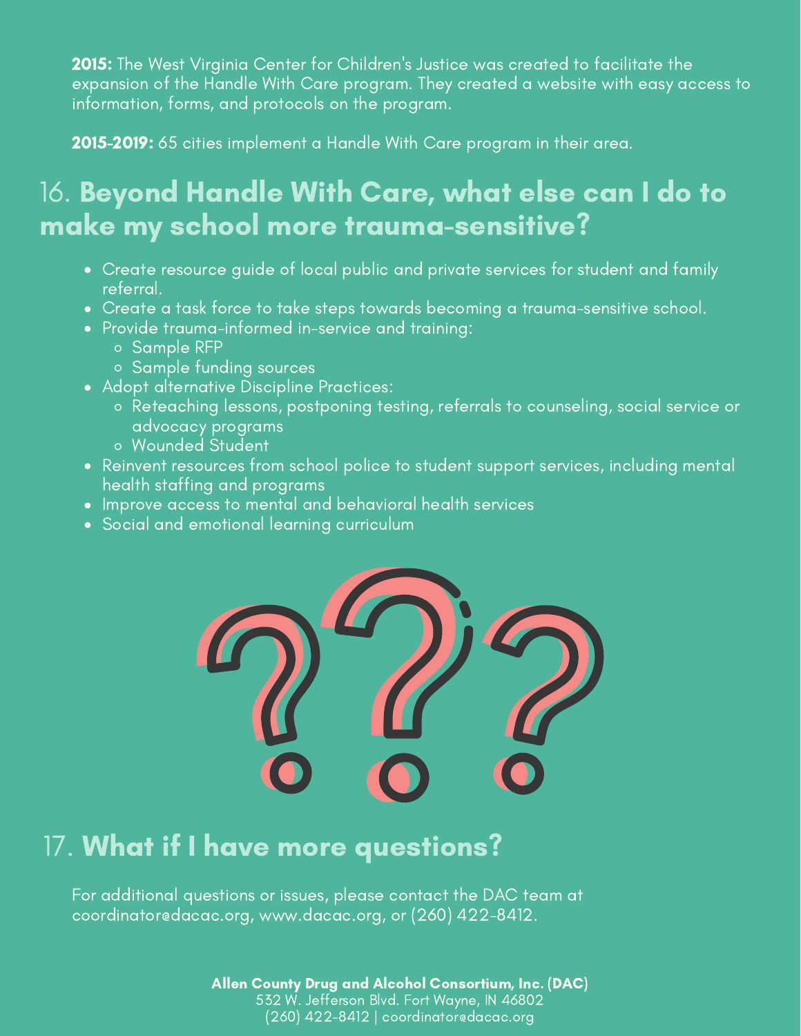**2015:** The West Virginia Center for Children's Justice was created to facilitate the expansion of the Handle With Care program. They created a website with easy access to information, forms, and protocols on the program.

**2015-2019:** 65 cities implement a Handle With Care program in their area.

## 16. Beyond Handle With Care, what else can I do to make my school more trauma-sensitive?

- Create resource guide of local public and private services for student and family referral.
- Create a task force to take steps towards becoming a trauma-sensitive school.
- Provide trauma-informed in-service and training:
  - Sample RFP
  - Sample funding sources
- Adopt alternative Discipline Practices:
  - Reteaching lessons, postponing testing, referrals to counseling, social service or advocacy programs
  - Wounded Student
- Reinvent resources from school police to student support services, including mental health staffing and programs
- Improve access to mental and behavioral health services
- Social and emotional learning curriculum

## 17. What if I have more questions?

For additional questions or issues, please contact the DAC team at coordinator@dacac.org, www.dacac.org, or (260) 422-8412.

**Allen County Drug and Alcohol Consortium, Inc. (DAC)**
532 W. Jefferson Blvd. Fort Wayne, IN 46802
(260) 422-8412 | coordinator@dacac.org